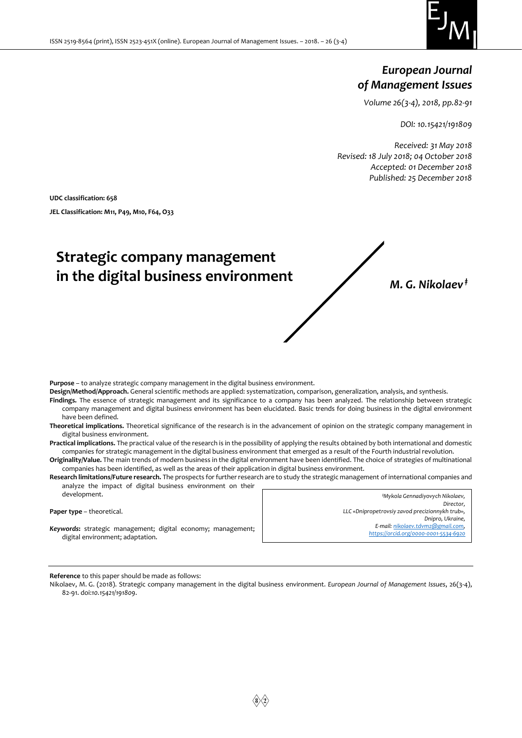# European Journal of Management Issues

*Volume 26(3-4), 2018, pp.82-91*

*DOI: 10.15421/191809*

*Received: 31 May 2018*
*Revised: 18 July 2018; 04 October 2018*
*Accepted: 01 December 2018*
*Published: 25 December 2018*

**UDC classification: 658**

**JEL Classification: M11, P49, M10, F64, O33**

# Strategic company management in the digital business environment

***M. G. Nikolaev*** [‡]

**Purpose** – to analyze strategic company management in the digital business environment.

**Design/Method/Approach.** General scientific methods are applied: systematization, comparison, generalization, analysis, and synthesis.

**Findings.** The essence of strategic management and its significance to a company has been analyzed. The relationship between strategic company management and digital business environment has been elucidated. Basic trends for doing business in the digital environment have been defined.

**Theoretical implications.** Theoretical significance of the research is in the advancement of opinion on the strategic company management in digital business environment.

**Practical implications.** The practical value of the research is in the possibility of applying the results obtained by both international and domestic companies for strategic management in the digital business environment that emerged as a result of the Fourth industrial revolution.

**Originality/Value.** The main trends of modern business in the digital environment have been identified. The choice of strategies of multinational companies has been identified, as well as the areas of their application in digital business environment.

**Research limitations/Future research.** The prospects for further research are to study the strategic management of international companies and analyze the impact of digital business environment on their development.

**Paper type** – theoretical.

***Keywords*:** strategic management; digital economy; management; digital environment; adaptation.

[‡] *Mykola Gennadiyovych Nikolaev,*
*Director,*
*LLC «Dnipropetrovsiy zavod precizionnykh trub»,*
*Dnipro, Ukraine,*
*E-mail: nikolaev.tdvmz@gmail.com,*
*https://orcid.org/0000-0001-5534-6920*

**Reference** to this paper should be made as follows:

Nikolaev, M. G. (2018). Strategic company management in the digital business environment. *European Journal of Management Issues*, 26(3-4), 82-91. doi:*10.15421/191809*.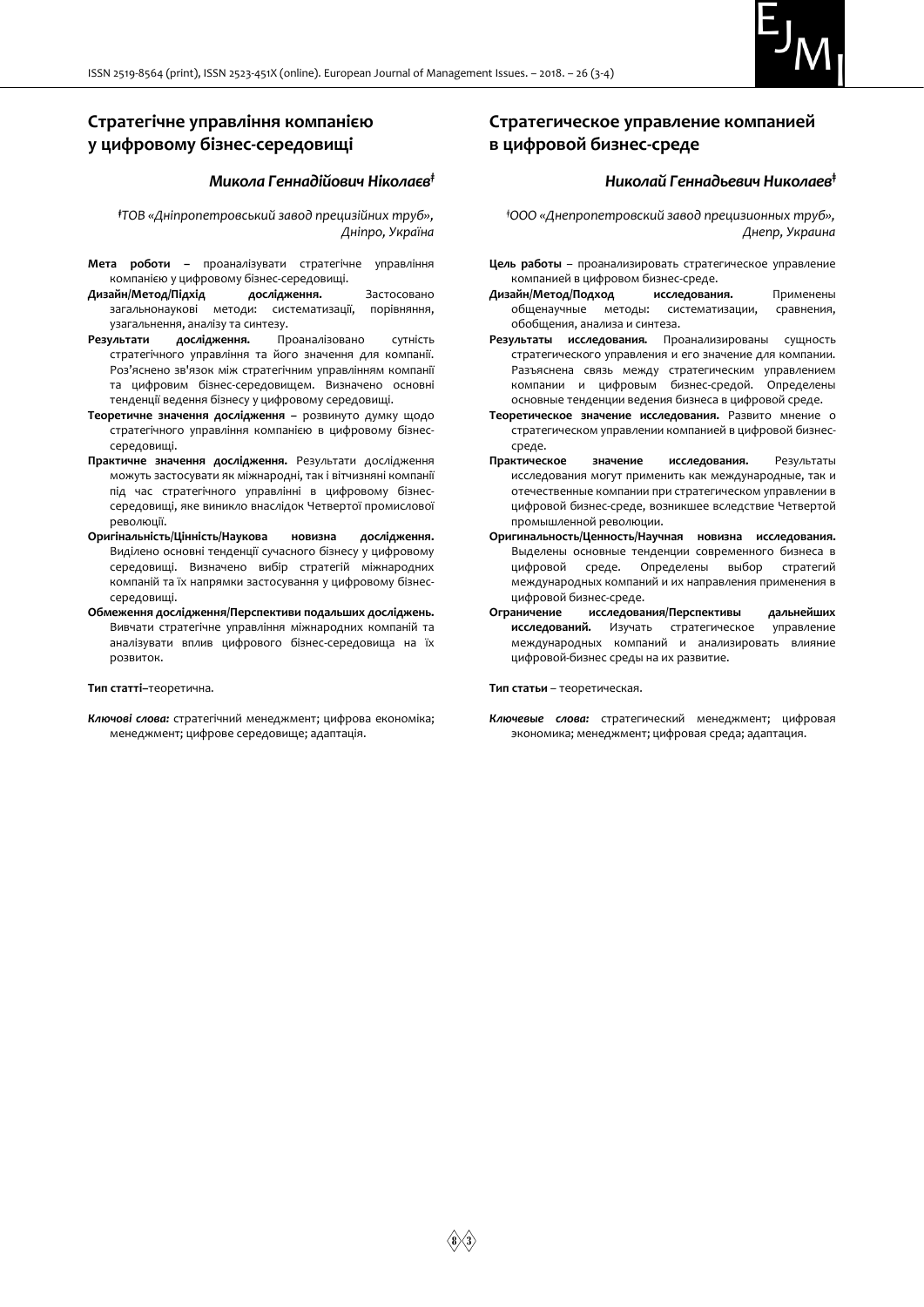## Стратегічне управління компанією у цифровому бізнес-середовищі

### *Микола Геннадійович Ніколаєв*[‡]

*[‡]ТОВ «Дніпропетровський завод прецизійних труб», Дніпро, Україна*

**Мета роботи –** проаналізувати стратегічне управління компанією у цифровому бізнес-середовищі.

**Дизайн/Метод/Підхід дослідження.** Застосовано загальнонаукові методи: систематизації, порівняння, узагальнення, аналізу та синтезу.

**Результати дослідження.** Проаналізовано сутність стратегічного управління та його значення для компанії. Роз'яснено зв'язок між стратегічним управлінням компанії та цифровим бізнес-середовищем. Визначено основні тенденції ведення бізнесу у цифровому середовищі.

**Теоретичне значення дослідження –** розвинуто думку щодо стратегічного управління компанією в цифровому бізнес-середовищі.

**Практичне значення дослідження.** Результати дослідження можуть застосувати як міжнародні, так і вітчизняні компанії під час стратегічного управління в цифровому бізнес-середовищі, яке виникло внаслідок Четвертої промислової революції.

**Оригінальність/Цінність/Наукова новизна дослідження.** Виділено основні тенденції сучасного бізнесу у цифровому середовищі. Визначено вибір стратегій міжнародних компаній та їх напрямки застосування у цифровому бізнес-середовищі.

**Обмеження дослідження/Перспективи подальших досліджень.** Вивчати стратегічне управління міжнародних компаній та аналізувати вплив цифрового бізнес-середовища на їх розвиток.

**Тип статті**–теоретична.

***Ключові слова:*** стратегічний менеджмент; цифрова економіка; менеджмент; цифрове середовище; адаптація.

## Стратегическое управление компанией в цифровой бизнес-среде

### *Николай Геннадьевич Николаев*[‡]

*[‡]ООО «Днепропетровский завод прецизионных труб», Днепр, Украина*

**Цель работы** – проанализировать стратегическое управление компанией в цифровом бизнес-среде.

**Дизайн/Метод/Подход исследования.** Применены общенаучные методы: систематизации, сравнения, обобщения, анализа и синтеза.

**Результаты исследования.** Проанализированы сущность стратегического управления и его значение для компании. Разъяснена связь между стратегическим управлением компании и цифровым бизнес-средой. Определены основные тенденции ведения бизнеса в цифровой среде.

**Теоретическое значение исследования.** Развито мнение о стратегическом управлении компанией в цифровой бизнес-среде.

**Практическое значение исследования.** Результаты исследования могут применить как международные, так и отечественные компании при стратегическом управлении в цифровой бизнес-среде, возникшее вследствие Четвертой промышленной революции.

**Оригинальность/Ценность/Научная новизна исследования.** Выделены основные тенденции современного бизнеса в цифровой среде. Определены выбор стратегий международных компаний и их направления применения в цифровой бизнес-среде.

**Ограничение исследования/Перспективы дальнейших исследований.** Изучать стратегическое управление международных компаний и анализировать влияние цифровой-бизнес среды на их развитие.

**Тип статьи** – теоретическая.

***Ключевые слова:*** стратегический менеджмент; цифровая экономика; менеджмент; цифровая среда; адаптация.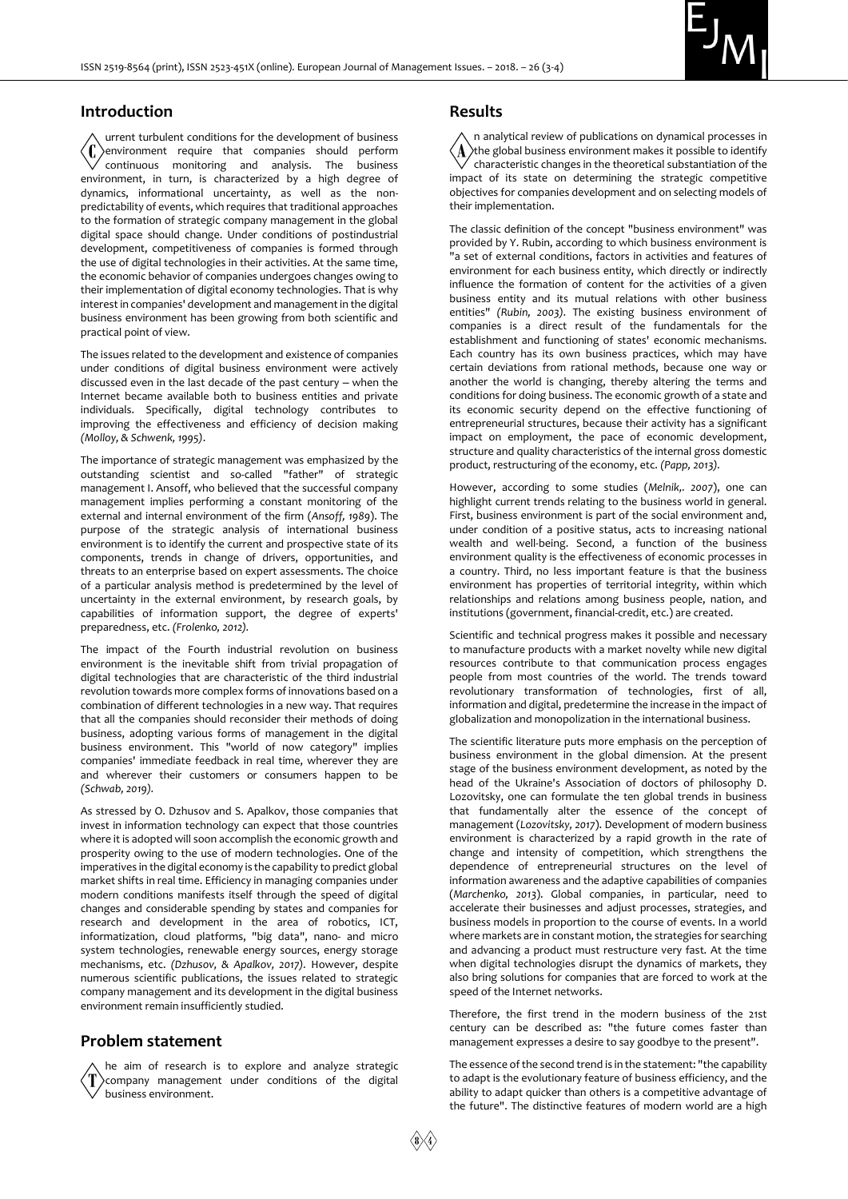## Introduction

Current turbulent conditions for the development of business environment require that companies should perform continuous monitoring and analysis. The business environment, in turn, is characterized by a high degree of dynamics, informational uncertainty, as well as the non-predictability of events, which requires that traditional approaches to the formation of strategic company management in the global digital space should change. Under conditions of postindustrial development, competitiveness of companies is formed through the use of digital technologies in their activities. At the same time, the economic behavior of companies undergoes changes owing to their implementation of digital economy technologies. That is why interest in companies' development and management in the digital business environment has been growing from both scientific and practical point of view.

The issues related to the development and existence of companies under conditions of digital business environment were actively discussed even in the last decade of the past century – when the Internet became available both to business entities and private individuals. Specifically, digital technology contributes to improving the effectiveness and efficiency of decision making *(Molloy, & Schwenk, 1995)*.

The importance of strategic management was emphasized by the outstanding scientist and so-called "father" of strategic management I. Ansoff, who believed that the successful company management implies performing a constant monitoring of the external and internal environment of the firm (*Ansoff, 1989*). The purpose of the strategic analysis of international business environment is to identify the current and prospective state of its components, trends in change of drivers, opportunities, and threats to an enterprise based on expert assessments. The choice of a particular analysis method is predetermined by the level of uncertainty in the external environment, by research goals, by capabilities of information support, the degree of experts' preparedness, etc. *(Frolenko, 2012)*.

The impact of the Fourth industrial revolution on business environment is the inevitable shift from trivial propagation of digital technologies that are characteristic of the third industrial revolution towards more complex forms of innovations based on a combination of different technologies in a new way. That requires that all the companies should reconsider their methods of doing business, adopting various forms of management in the digital business environment. This "world of now category" implies companies' immediate feedback in real time, wherever they are and wherever their customers or consumers happen to be *(Schwab, 2019)*.

As stressed by O. Dzhusov and S. Apalkov, those companies that invest in information technology can expect that those countries where it is adopted will soon accomplish the economic growth and prosperity owing to the use of modern technologies. One of the imperatives in the digital economy is the capability to predict global market shifts in real time. Efficiency in managing companies under modern conditions manifests itself through the speed of digital changes and considerable spending by states and companies for research and development in the area of robotics, ICT, informatization, cloud platforms, "big data", nano- and micro system technologies, renewable energy sources, energy storage mechanisms, etc. *(Dzhusov, & Apalkov, 2017)*. However, despite numerous scientific publications, the issues related to strategic company management and its development in the digital business environment remain insufficiently studied.

## Problem statement

The aim of research is to explore and analyze strategic company management under conditions of the digital business environment.

## Results

An analytical review of publications on dynamical processes in the global business environment makes it possible to identify characteristic changes in the theoretical substantiation of the impact of its state on determining the strategic competitive objectives for companies development and on selecting models of their implementation.

The classic definition of the concept "business environment" was provided by Y. Rubin, according to which business environment is "a set of external conditions, factors in activities and features of environment for each business entity, which directly or indirectly influence the formation of content for the activities of a given business entity and its mutual relations with other business entities" *(Rubin, 2003)*. The existing business environment of companies is a direct result of the fundamentals for the establishment and functioning of states' economic mechanisms. Each country has its own business practices, which may have certain deviations from rational methods, because one way or another the world is changing, thereby altering the terms and conditions for doing business. The economic growth of a state and its economic security depend on the effective functioning of entrepreneurial structures, because their activity has a significant impact on employment, the pace of economic development, structure and quality characteristics of the internal gross domestic product, restructuring of the economy, etc. *(Papp, 2013)*.

However, according to some studies (*Melnik,. 2007*), one can highlight current trends relating to the business world in general. First, business environment is part of the social environment and, under condition of a positive status, acts to increasing national wealth and well-being. Second, a function of the business environment quality is the effectiveness of economic processes in a country. Third, no less important feature is that the business environment has properties of territorial integrity, within which relationships and relations among business people, nation, and institutions (government, financial-credit, etc.) are created.

Scientific and technical progress makes it possible and necessary to manufacture products with a market novelty while new digital resources contribute to that communication process engages people from most countries of the world. The trends toward revolutionary transformation of technologies, first of all, information and digital, predetermine the increase in the impact of globalization and monopolization in the international business.

The scientific literature puts more emphasis on the perception of business environment in the global dimension. At the present stage of the business environment development, as noted by the head of the Ukraine's Association of doctors of philosophy D. Lozovitsky, one can formulate the ten global trends in business that fundamentally alter the essence of the concept of management (*Lozovitsky, 2017*). Development of modern business environment is characterized by a rapid growth in the rate of change and intensity of competition, which strengthens the dependence of entrepreneurial structures on the level of information awareness and the adaptive capabilities of companies (*Marchenko, 2013*). Global companies, in particular, need to accelerate their businesses and adjust processes, strategies, and business models in proportion to the course of events. In a world where markets are in constant motion, the strategies for searching and advancing a product must restructure very fast. At the time when digital technologies disrupt the dynamics of markets, they also bring solutions for companies that are forced to work at the speed of the Internet networks.

Therefore, the first trend in the modern business of the 21st century can be described as: "the future comes faster than management expresses a desire to say goodbye to the present".

The essence of the second trend is in the statement: "the capability to adapt is the evolutionary feature of business efficiency, and the ability to adapt quicker than others is a competitive advantage of the future". The distinctive features of modern world are a high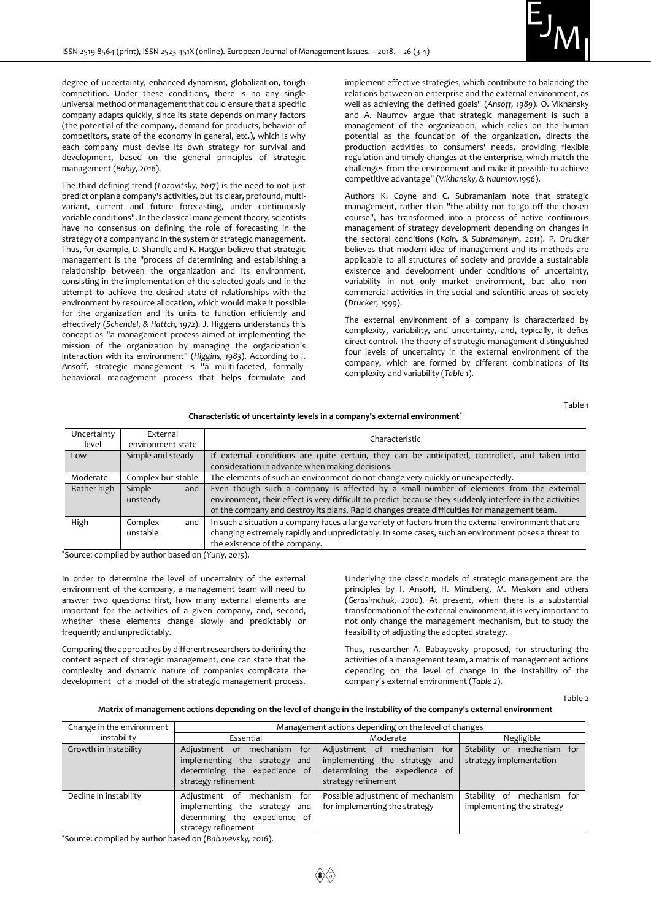degree of uncertainty, enhanced dynamism, globalization, tough competition. Under these conditions, there is no any single universal method of management that could ensure that a specific company adapts quickly, since its state depends on many factors (the potential of the company, demand for products, behavior of competitors, state of the economy in general, etc.), which is why each company must devise its own strategy for survival and development, based on the general principles of strategic management (*Babiy, 2016*).

The third defining trend (*Lozovitsky, 2017*) is the need to not just predict or plan a company's activities, but its clear, profound, multi-variant, current and future forecasting, under continuously variable conditions". In the classical management theory, scientists have no consensus on defining the role of forecasting in the strategy of a company and in the system of strategic management. Thus, for example, D. Shandle and K. Hatgen believe that strategic management is the "process of determining and establishing a relationship between the organization and its environment, consisting in the implementation of the selected goals and in the attempt to achieve the desired state of relationships with the environment by resource allocation, which would make it possible for the organization and its units to function efficiently and effectively (*Schendel, & Hattch, 1972*). J. Higgens understands this concept as "a management process aimed at implementing the mission of the organization by managing the organization's interaction with its environment" (*Higgins, 1983*). According to I. Ansoff, strategic management is "a multi-faceted, formally-behavioral management process that helps formulate and implement effective strategies, which contribute to balancing the relations between an enterprise and the external environment, as well as achieving the defined goals" (*Ansoff, 1989*). O. Vikhansky and A. Naumov argue that strategic management is such a management of the organization, which relies on the human potential as the foundation of the organization, directs the production activities to consumers' needs, providing flexible regulation and timely changes at the enterprise, which match the challenges from the environment and make it possible to achieve competitive advantage" (*Vikhansky, & Naumov,1996*).

Authors K. Coyne and C. Subramaniam note that strategic management, rather than "the ability not to go off the chosen course", has transformed into a process of active continuous management of strategy development depending on changes in the sectoral conditions (*Koin, & Subramanym, 2011*). P. Drucker believes that modern idea of management and its methods are applicable to all structures of society and provide a sustainable existence and development under conditions of uncertainty, variability in not only market environment, but also non-commercial activities in the social and scientific areas of society (*Drucker, 1999*).

The external environment of a company is characterized by complexity, variability, and uncertainty, and, typically, it defies direct control. The theory of strategic management distinguished four levels of uncertainty in the external environment of the company, which are formed by different combinations of its complexity and variability (*Table 1*).

Table 1

**Characteristic of uncertainty levels in a company's external environment***

| Uncertainty level | External environment state | Characteristic |
|---|---|---|
| Low | Simple and steady | If external conditions are quite certain, they can be anticipated, controlled, and taken into consideration in advance when making decisions. |
| Moderate | Complex but stable | The elements of such an environment do not change very quickly or unexpectedly. |
| Rather high | Simple and unsteady | Even though such a company is affected by a small number of elements from the external environment, their effect is very difficult to predict because they suddenly interfere in the activities of the company and destroy its plans. Rapid changes create difficulties for management team. |
| High | Complex and unstable | In such a situation a company faces a large variety of factors from the external environment that are changing extremely rapidly and unpredictably. In some cases, such an environment poses a threat to the existence of the company. |

*Source: compiled by author based on (*Yuriy, 2015*).

In order to determine the level of uncertainty of the external environment of the company, a management team will need to answer two questions: first, how many external elements are important for the activities of a given company, and, second, whether these elements change slowly and predictably or frequently and unpredictably.

Comparing the approaches by different researchers to defining the content aspect of strategic management, one can state that the complexity and dynamic nature of companies complicate the development of a model of the strategic management process.

Underlying the classic models of strategic management are the principles by I. Ansoff, H. Minzberg, M. Meskon and others (*Gerasimchuk, 2000*). At present, when there is a substantial transformation of the external environment, it is very important to not only change the management mechanism, but to study the feasibility of adjusting the adopted strategy.

Thus, researcher A. Babayevsky proposed, for structuring the activities of a management team, a matrix of management actions depending on the level of change in the instability of the company's external environment (*Table 2*).

Table 2

**Matrix of management actions depending on the level of change in the instability of the company's external environment**

| Change in the environment instability | Management actions depending on the level of changes | | |
|---|---|---|---|
| | Essential | Moderate | Negligible |
| Growth in instability | Adjustment of mechanism for implementing the strategy and determining the expedience of strategy refinement | Adjustment of mechanism for implementing the strategy and determining the expedience of strategy refinement | Stability of mechanism for strategy implementation |
| Decline in instability | Adjustment of mechanism for implementing the strategy and determining the expedience of strategy refinement | Possible adjustment of mechanism for implementing the strategy | Stability of mechanism for implementing the strategy |

*Source: compiled by author based on (*Babayevsky, 2016*).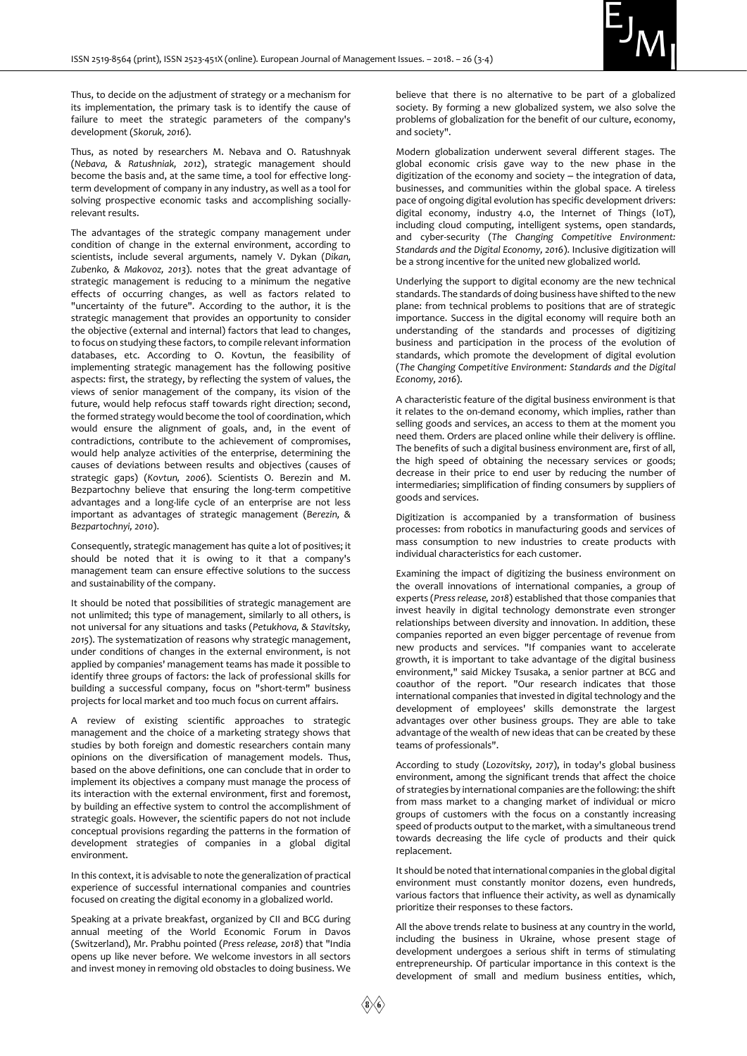Thus, to decide on the adjustment of strategy or a mechanism for its implementation, the primary task is to identify the cause of failure to meet the strategic parameters of the company's development (*Skoruk, 2016*).

Thus, as noted by researchers M. Nebava and O. Ratushnyak (*Nebava, & Ratushniak, 2012*), strategic management should become the basis and, at the same time, a tool for effective long-term development of company in any industry, as well as a tool for solving prospective economic tasks and accomplishing socially-relevant results.

The advantages of the strategic company management under condition of change in the external environment, according to scientists, include several arguments, namely V. Dykan (*Dikan, Zubenko, & Makovoz, 2013*). notes that the great advantage of strategic management is reducing to a minimum the negative effects of occurring changes, as well as factors related to "uncertainty of the future". According to the author, it is the strategic management that provides an opportunity to consider the objective (external and internal) factors that lead to changes, to focus on studying these factors, to compile relevant information databases, etc. According to O. Kovtun, the feasibility of implementing strategic management has the following positive aspects: first, the strategy, by reflecting the system of values, the views of senior management of the company, its vision of the future, would help refocus staff towards right direction; second, the formed strategy would become the tool of coordination, which would ensure the alignment of goals, and, in the event of contradictions, contribute to the achievement of compromises, would help analyze activities of the enterprise, determining the causes of deviations between results and objectives (causes of strategic gaps) (*Kovtun, 2006*). Scientists O. Berezin and M. Bezpartochny believe that ensuring the long-term competitive advantages and a long-life cycle of an enterprise are not less important as advantages of strategic management (*Berezin, & Bezpartochnyi, 2010*).

Consequently, strategic management has quite a lot of positives; it should be noted that it is owing to it that a company's management team can ensure effective solutions to the success and sustainability of the company.

It should be noted that possibilities of strategic management are not unlimited; this type of management, similarly to all others, is not universal for any situations and tasks (*Petukhova, & Stavitsky, 2015*). The systematization of reasons why strategic management, under conditions of changes in the external environment, is not applied by companies' management teams has made it possible to identify three groups of factors: the lack of professional skills for building a successful company, focus on "short-term" business projects for local market and too much focus on current affairs.

A review of existing scientific approaches to strategic management and the choice of a marketing strategy shows that studies by both foreign and domestic researchers contain many opinions on the diversification of management models. Thus, based on the above definitions, one can conclude that in order to implement its objectives a company must manage the process of its interaction with the external environment, first and foremost, by building an effective system to control the accomplishment of strategic goals. However, the scientific papers do not not include conceptual provisions regarding the patterns in the formation of development strategies of companies in a global digital environment.

In this context, it is advisable to note the generalization of practical experience of successful international companies and countries focused on creating the digital economy in a globalized world.

Speaking at a private breakfast, organized by CII and BCG during annual meeting of the World Economic Forum in Davos (Switzerland), Mr. Prabhu pointed (*Press release, 2018*) that "India opens up like never before. We welcome investors in all sectors and invest money in removing old obstacles to doing business. We believe that there is no alternative to be part of a globalized society. By forming a new globalized system, we also solve the problems of globalization for the benefit of our culture, economy, and society".

Modern globalization underwent several different stages. The global economic crisis gave way to the new phase in the digitization of the economy and society – the integration of data, businesses, and communities within the global space. A tireless pace of ongoing digital evolution has specific development drivers: digital economy, industry 4.0, the Internet of Things (IoT), including cloud computing, intelligent systems, open standards, and cyber-security (*The Changing Competitive Environment: Standards and the Digital Economy, 2016*). Inclusive digitization will be a strong incentive for the united new globalized world.

Underlying the support to digital economy are the new technical standards. The standards of doing business have shifted to the new plane: from technical problems to positions that are of strategic importance. Success in the digital economy will require both an understanding of the standards and processes of digitizing business and participation in the process of the evolution of standards, which promote the development of digital evolution (*The Changing Competitive Environment: Standards and the Digital Economy, 2016*).

A characteristic feature of the digital business environment is that it relates to the on-demand economy, which implies, rather than selling goods and services, an access to them at the moment you need them. Orders are placed online while their delivery is offline. The benefits of such a digital business environment are, first of all, the high speed of obtaining the necessary services or goods; decrease in their price to end user by reducing the number of intermediaries; simplification of finding consumers by suppliers of goods and services.

Digitization is accompanied by a transformation of business processes: from robotics in manufacturing goods and services of mass consumption to new industries to create products with individual characteristics for each customer.

Examining the impact of digitizing the business environment on the overall innovations of international companies, a group of experts (*Press release, 2018*) established that those companies that invest heavily in digital technology demonstrate even stronger relationships between diversity and innovation. In addition, these companies reported an even bigger percentage of revenue from new products and services. "If companies want to accelerate growth, it is important to take advantage of the digital business environment," said Mickey Tsusaka, a senior partner at BCG and coauthor of the report. "Our research indicates that those international companies that invested in digital technology and the development of employees' skills demonstrate the largest advantages over other business groups. They are able to take advantage of the wealth of new ideas that can be created by these teams of professionals".

According to study (*Lozovitsky, 2017*), in today's global business environment, among the significant trends that affect the choice of strategies by international companies are the following: the shift from mass market to a changing market of individual or micro groups of customers with the focus on a constantly increasing speed of products output to the market, with a simultaneous trend towards decreasing the life cycle of products and their quick replacement.

It should be noted that international companies in the global digital environment must constantly monitor dozens, even hundreds, various factors that influence their activity, as well as dynamically prioritize their responses to these factors.

All the above trends relate to business at any country in the world, including the business in Ukraine, whose present stage of development undergoes a serious shift in terms of stimulating entrepreneurship. Of particular importance in this context is the development of small and medium business entities, which,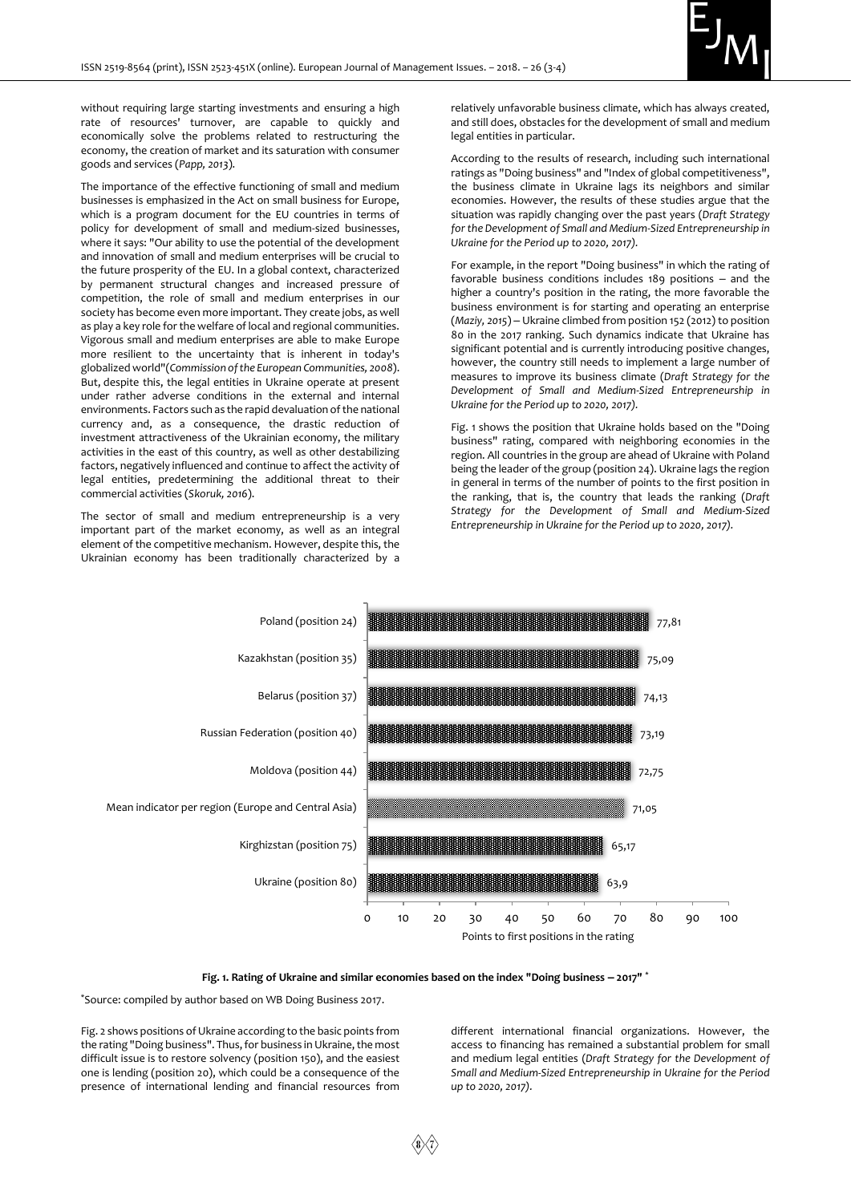without requiring large starting investments and ensuring a high rate of resources' turnover, are capable to quickly and economically solve the problems related to restructuring the economy, the creation of market and its saturation with consumer goods and services (*Papp, 2013*).

The importance of the effective functioning of small and medium businesses is emphasized in the Act on small business for Europe, which is a program document for the EU countries in terms of policy for development of small and medium-sized businesses, where it says: "Our ability to use the potential of the development and innovation of small and medium enterprises will be crucial to the future prosperity of the EU. In a global context, characterized by permanent structural changes and increased pressure of competition, the role of small and medium enterprises in our society has become even more important. They create jobs, as well as play a key role for the welfare of local and regional communities. Vigorous small and medium enterprises are able to make Europe more resilient to the uncertainty that is inherent in today's globalized world"(*Commission of the European Communities, 2008*). But, despite this, the legal entities in Ukraine operate at present under rather adverse conditions in the external and internal environments. Factors such as the rapid devaluation of the national currency and, as a consequence, the drastic reduction of investment attractiveness of the Ukrainian economy, the military activities in the east of this country, as well as other destabilizing factors, negatively influenced and continue to affect the activity of legal entities, predetermining the additional threat to their commercial activities (*Skoruk, 2016*).

The sector of small and medium entrepreneurship is a very important part of the market economy, as well as an integral element of the competitive mechanism. However, despite this, the Ukrainian economy has been traditionally characterized by a relatively unfavorable business climate, which has always created, and still does, obstacles for the development of small and medium legal entities in particular.

According to the results of research, including such international ratings as "Doing business" and "Index of global competitiveness", the business climate in Ukraine lags its neighbors and similar economies. However, the results of these studies argue that the situation was rapidly changing over the past years (*Draft Strategy for the Development of Small and Medium-Sized Entrepreneurship in Ukraine for the Period up to 2020, 2017*).

For example, in the report "Doing business" in which the rating of favorable business conditions includes 189 positions – and the higher a country's position in the rating, the more favorable the business environment is for starting and operating an enterprise (*Maziy, 2015*) – Ukraine climbed from position 152 (2012) to position 80 in the 2017 ranking. Such dynamics indicate that Ukraine has significant potential and is currently introducing positive changes, however, the country still needs to implement a large number of measures to improve its business climate (*Draft Strategy for the Development of Small and Medium-Sized Entrepreneurship in Ukraine for the Period up to 2020, 2017*).

Fig. 1 shows the position that Ukraine holds based on the "Doing business" rating, compared with neighboring economies in the region. All countries in the group are ahead of Ukraine with Poland being the leader of the group (position 24). Ukraine lags the region in general in terms of the number of points to the first position in the ranking, that is, the country that leads the ranking (*Draft Strategy for the Development of Small and Medium-Sized Entrepreneurship in Ukraine for the Period up to 2020, 2017*).

| Country | Points to first positions in the rating |
|---|---|
| Poland (position 24) | 77,81 |
| Kazakhstan (position 35) | 75,09 |
| Belarus (position 37) | 74,13 |
| Russian Federation (position 40) | 73,19 |
| Moldova (position 44) | 72,75 |
| Mean indicator per region (Europe and Central Asia) | 71,05 |
| Kirghizstan (position 75) | 65,17 |
| Ukraine (position 80) | 63,9 |

**Fig. 1. Rating of Ukraine and similar economies based on the index "Doing business – 2017" \***

\*Source: compiled by author based on WB Doing Business 2017.

Fig. 2 shows positions of Ukraine according to the basic points from the rating "Doing business". Thus, for business in Ukraine, the most difficult issue is to restore solvency (position 150), and the easiest one is lending (position 20), which could be a consequence of the presence of international lending and financial resources from different international financial organizations. However, the access to financing has remained a substantial problem for small and medium legal entities (*Draft Strategy for the Development of Small and Medium-Sized Entrepreneurship in Ukraine for the Period up to 2020, 2017*).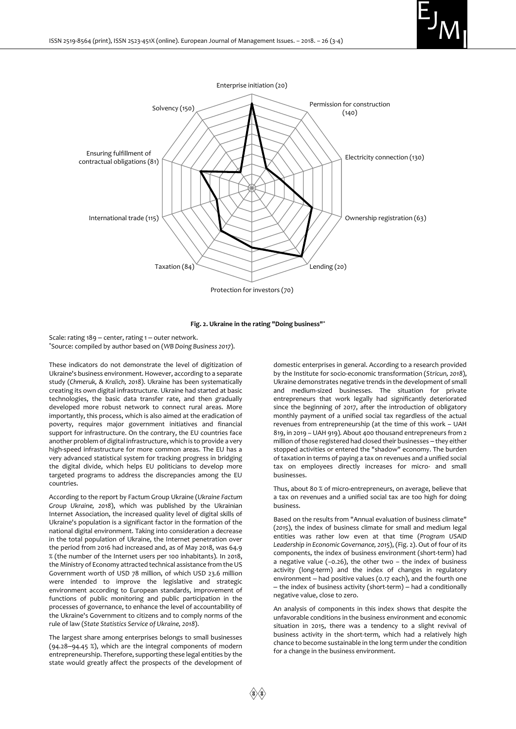Enterprise initiation (20)

Permission for construction (140)

Electricity connection (130)

Ownership registration (63)

Lending (20)

Protection for investors (70)

Taxation (84)

International trade (115)

Ensuring fulfillment of contractual obligations (81)

Solvency (150)

**Fig. 2. Ukraine in the rating "Doing business"***

Scale: rating 189 – center, rating 1 – outer network.
*Source: compiled by author based on (*WB Doing Business 2017*).

These indicators do not demonstrate the level of digitization of Ukraine's business environment. However, according to a separate study (*Chmeruk, & Kralich, 2018*). Ukraine has been systematically creating its own digital infrastructure. Ukraine had started at basic technologies, the basic data transfer rate, and then gradually developed more robust network to connect rural areas. More importantly, this process, which is also aimed at the eradication of poverty, requires major government initiatives and financial support for infrastructure. On the contrary, the EU countries face another problem of digital infrastructure, which is to provide a very high-speed infrastructure for more common areas. The EU has a very advanced statistical system for tracking progress in bridging the digital divide, which helps EU politicians to develop more targeted programs to address the discrepancies among the EU countries.

According to the report by Factum Group Ukraine (*Ukraine Factum Group Ukraine, 2018*), which was published by the Ukrainian Internet Association, the increased quality level of digital skills of Ukraine's population is a significant factor in the formation of the national digital environment. Taking into consideration a decrease in the total population of Ukraine, the Internet penetration over the period from 2016 had increased and, as of May 2018, was 64.9 % (the number of the Internet users per 100 inhabitants). In 2018, the Ministry of Economy attracted technical assistance from the US Government worth of USD 78 million, of which USD 23.6 million were intended to improve the legislative and strategic environment according to European standards, improvement of functions of public monitoring and public participation in the processes of governance, to enhance the level of accountability of the Ukraine's Government to citizens and to comply norms of the rule of law (*State Statistics Service of Ukraine, 2018*).

The largest share among enterprises belongs to small businesses (94.28–94.45 %), which are the integral components of modern entrepreneurship. Therefore, supporting these legal entities by the state would greatly affect the prospects of the development of domestic enterprises in general. According to a research provided by the Institute for socio-economic transformation (*Stricun, 2018*), Ukraine demonstrates negative trends in the development of small and medium-sized businesses. The situation for private entrepreneurs that work legally had significantly deteriorated since the beginning of 2017, after the introduction of obligatory monthly payment of a unified social tax regardless of the actual revenues from entrepreneurship (at the time of this work – UAH 819, in 2019 – UAH 919). About 400 thousand entrepreneurs from 2 million of those registered had closed their businesses – they either stopped activities or entered the "shadow" economy. The burden of taxation in terms of paying a tax on revenues and a unified social tax on employees directly increases for micro- and small businesses.

Thus, about 80 % of micro-entrepreneurs, on average, believe that a tax on revenues and a unified social tax are too high for doing business.

Based on the results from "Annual evaluation of business climate" (*2015*), the index of business climate for small and medium legal entities was rather low even at that time (*Program USAID Leadership in Economic Governance, 2015*), (Fig. 2). Out of four of its components, the index of business environment (short-term) had a negative value (–0.26), the other two – the index of business activity (long-term) and the index of changes in regulatory environment – had positive values (0.17 each), and the fourth one – the index of business activity (short-term) – had a conditionally negative value, close to zero.

An analysis of components in this index shows that despite the unfavorable conditions in the business environment and economic situation in 2015, there was a tendency to a slight revival of business activity in the short-term, which had a relatively high chance to become sustainable in the long term under the condition for a change in the business environment.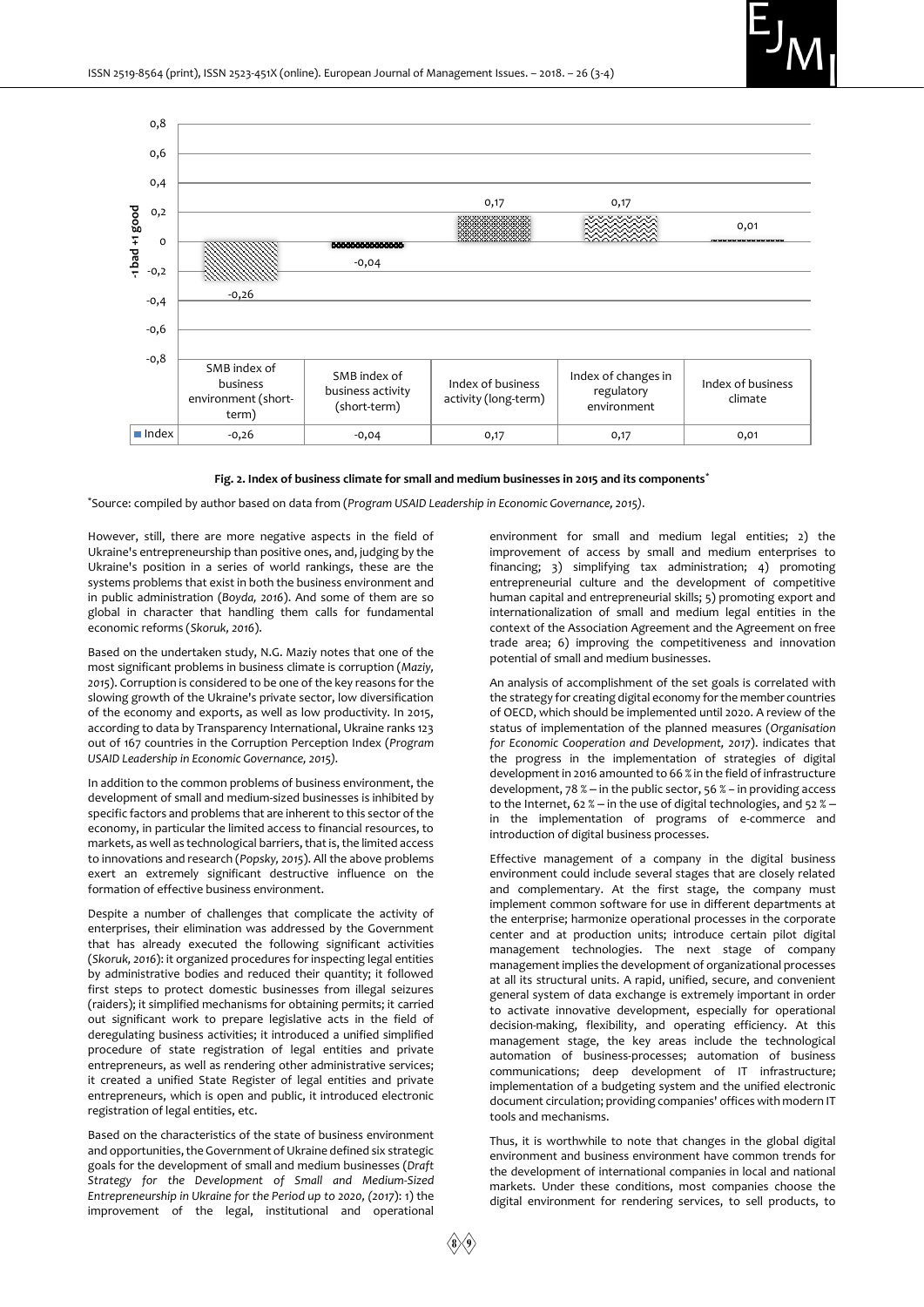| | SMB index of business environment (short-term) | SMB index of business activity (short-term) | Index of business activity (long-term) | Index of changes in regulatory environment | Index of business climate |
|---|---|---|---|---|---|
| Index | -0,26 | -0,04 | 0,17 | 0,17 | 0,01 |

**Fig. 2. Index of business climate for small and medium businesses in 2015 and its components***

*Source: compiled by author based on data from (*Program USAID Leadership in Economic Governance, 2015*).

However, still, there are more negative aspects in the field of Ukraine's entrepreneurship than positive ones, and, judging by the Ukraine's position in a series of world rankings, these are the systems problems that exist in both the business environment and in public administration (*Boyda, 2016*). And some of them are so global in character that handling them calls for fundamental economic reforms (*Skoruk, 2016*).

Based on the undertaken study, N.G. Maziy notes that one of the most significant problems in business climate is corruption (*Maziy, 2015*). Corruption is considered to be one of the key reasons for the slowing growth of the Ukraine's private sector, low diversification of the economy and exports, as well as low productivity. In 2015, according to data by Transparency International, Ukraine ranks 123 out of 167 countries in the Corruption Perception Index (*Program USAID Leadership in Economic Governance, 2015*).

In addition to the common problems of business environment, the development of small and medium-sized businesses is inhibited by specific factors and problems that are inherent to this sector of the economy, in particular the limited access to financial resources, to markets, as well as technological barriers, that is, the limited access to innovations and research (*Popsky, 2015*). All the above problems exert an extremely significant destructive influence on the formation of effective business environment.

Despite a number of challenges that complicate the activity of enterprises, their elimination was addressed by the Government that has already executed the following significant activities (*Skoruk, 2016*): it organized procedures for inspecting legal entities by administrative bodies and reduced their quantity; it followed first steps to protect domestic businesses from illegal seizures (raiders); it simplified mechanisms for obtaining permits; it carried out significant work to prepare legislative acts in the field of deregulating business activities; it introduced a unified simplified procedure of state registration of legal entities and private entrepreneurs, as well as rendering other administrative services; it created a unified State Register of legal entities and private entrepreneurs, which is open and public, it introduced electronic registration of legal entities, etc.

Based on the characteristics of the state of business environment and opportunities, the Government of Ukraine defined six strategic goals for the development of small and medium businesses (*Draft Strategy for the Development of Small and Medium-Sized Entrepreneurship in Ukraine for the Period up to 2020, (2017)*): 1) the improvement of the legal, institutional and operational environment for small and medium legal entities; 2) the improvement of access by small and medium enterprises to financing; 3) simplifying tax administration; 4) promoting entrepreneurial culture and the development of competitive human capital and entrepreneurial skills; 5) promoting export and internationalization of small and medium legal entities in the context of the Association Agreement and the Agreement on free trade area; 6) improving the competitiveness and innovation potential of small and medium businesses.

An analysis of accomplishment of the set goals is correlated with the strategy for creating digital economy for the member countries of OECD, which should be implemented until 2020. A review of the status of implementation of the planned measures (*Organisation for Economic Cooperation and Development, 2017*). indicates that the progress in the implementation of strategies of digital development in 2016 amounted to 66 % in the field of infrastructure development, 78 % – in the public sector, 56 % – in providing access to the Internet, 62 % – in the use of digital technologies, and 52 % – in the implementation of programs of e-commerce and introduction of digital business processes.

Effective management of a company in the digital business environment could include several stages that are closely related and complementary. At the first stage, the company must implement common software for use in different departments at the enterprise; harmonize operational processes in the corporate center and at production units; introduce certain pilot digital management technologies. The next stage of company management implies the development of organizational processes at all its structural units. A rapid, unified, secure, and convenient general system of data exchange is extremely important in order to activate innovative development, especially for operational decision-making, flexibility, and operating efficiency. At this management stage, the key areas include the technological automation of business-processes; automation of business communications; deep development of IT infrastructure; implementation of a budgeting system and the unified electronic document circulation; providing companies' offices with modern IT tools and mechanisms.

Thus, it is worthwhile to note that changes in the global digital environment and business environment have common trends for the development of international companies in local and national markets. Under these conditions, most companies choose the digital environment for rendering services, to sell products, to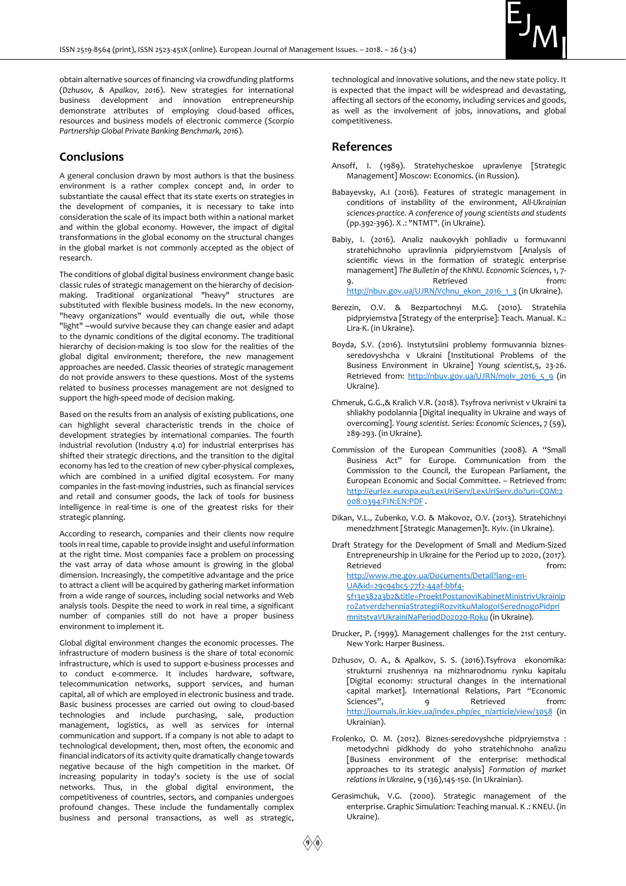obtain alternative sources of financing via crowdfunding platforms (*Dzhusov, & Apalkov, 2016*). New strategies for international business development and innovation entrepreneurship demonstrate attributes of employing cloud-based offices, resources and business models of electronic commerce (*Scorpio Partnership Global Private Banking Benchmark, 2016*).

## Conclusions

A general conclusion drawn by most authors is that the business environment is a rather complex concept and, in order to substantiate the causal effect that its state exerts on strategies in the development of companies, it is necessary to take into consideration the scale of its impact both within a national market and within the global economy. However, the impact of digital transformations in the global economy on the structural changes in the global market is not commonly accepted as the object of research.

The conditions of global digital business environment change basic classic rules of strategic management on the hierarchy of decision-making. Traditional organizational "heavy" structures are substituted with flexible business models. In the new economy, "heavy organizations" would eventually die out, while those "light" –would survive because they can change easier and adapt to the dynamic conditions of the digital economy. The traditional hierarchy of decision-making is too slow for the realities of the global digital environment; therefore, the new management approaches are needed. Classic theories of strategic management do not provide answers to these questions. Most of the systems related to business processes management are not designed to support the high-speed mode of decision making.

Based on the results from an analysis of existing publications, one can highlight several characteristic trends in the choice of development strategies by international companies. The fourth industrial revolution (Industry 4.0) for industrial enterprises has shifted their strategic directions, and the transition to the digital economy has led to the creation of new cyber-physical complexes, which are combined in a unified digital ecosystem. For many companies in the fast-moving industries, such as financial services and retail and consumer goods, the lack of tools for business intelligence in real-time is one of the greatest risks for their strategic planning.

According to research, companies and their clients now require tools in real time, capable to provide insight and useful information at the right time. Most companies face a problem on processing the vast array of data whose amount is growing in the global dimension. Increasingly, the competitive advantage and the price to attract a client will be acquired by gathering market information from a wide range of sources, including social networks and Web analysis tools. Despite the need to work in real time, a significant number of companies still do not have a proper business environment to implement it.

Global digital environment changes the economic processes. The infrastructure of modern business is the share of total economic infrastructure, which is used to support e-business processes and to conduct e-commerce. It includes hardware, software, telecommunication networks, support services, and human capital, all of which are employed in electronic business and trade. Basic business processes are carried out owing to cloud-based technologies and include purchasing, sale, production management, logistics, as well as services for internal communication and support. If a company is not able to adapt to technological development, then, most often, the economic and financial indicators of its activity quite dramatically change towards negative because of the high competition in the market. Of increasing popularity in today's society is the use of social networks. Thus, in the global digital environment, the competitiveness of countries, sectors, and companies undergoes profound changes. These include the fundamentally complex business and personal transactions, as well as strategic, technological and innovative solutions, and the new state policy. It is expected that the impact will be widespread and devastating, affecting all sectors of the economy, including services and goods, as well as the involvement of jobs, innovations, and global competitiveness.

## References

Ansoff, I. (1989). Stratehycheskoe upravlenye [Strategic Management] Moscow: Economics. (in Russion).

Babayevsky, A.I (2016). Features of strategic management in conditions of instability of the environment, *All-Ukrainian sciences-practice. A conference of young scientists and students* (pp.392-396). X .: "NTMT". (in Ukraine).

Babiy, I. (2016). Analiz naukovykh pohliadiv u formuvanni stratehichnoho upravlinnia pidpryiemstvom [Analysis of scientific views in the formation of strategic enterprise management] *The Bulletin of the KhNU. Economic Sciences*, 1, 7-9. Retrieved from: http://nbuv.gov.ua/UJRN/Vchnu_ekon_2016_1_3 (in Ukraine).

Berezin, O.V. & Bezpartochnyi M.G. (2010). Stratehiia pidpryiemstva [Strategy of the enterprise]: Teach. Manual. K.: Lira-K. (in Ukraine).

Boyda, S.V. (2016). Instytutsiini problemy formuvannia biznes-seredovyshcha v Ukraini [Institutional Problems of the Business Environment in Ukraine] *Young scientist*,5, 23-26. Retrieved from: http://nbuv.gov.ua/UJRN/molv_2016_5_9 (in Ukraine).

Chmeruk, G.G.,& Kralich V.R. (2018). Tsyfrova nerivnist v Ukraini ta shliakhy podolannia [Digital inequality in Ukraine and ways of overcoming]. *Young scientist. Series: Economic Sciences*, 7 (59), 289-293. (in Ukraine).

Commission of the European Communities (2008). A "Small Business Act" for Europe. Communication from the Commission to the Council, the European Parliament, the European Economic and Social Committee. – Retrieved from: http://eurlex.europa.eu/LexUriServ/LexUriServ.do?uri=COM:2008:0394:FIN:EN:PDF .

Dikan, V.L., Zubenko, V.O. & Makovoz, O.V. (2013). Stratehichnyi menedzhment [Strategic Managemen]t. Kyiv. (in Ukraine).

Draft Strategy for the Development of Small and Medium-Sized Entrepreneurship in Ukraine for the Period up to 2020, (2017). Retrieved from: http://www.me.gov.ua/Documents/Detail?lang=en-UA&id=29c94bc5-77f2-44af-bbf4-5f13e382a3b2&title=ProektPostanoviKabinetMinistrivUkrainiproZatverdzhenniaStrategiiRozvitkuMalogoISerednogoPidprimnitstvaVUkrainiNaPeriodDo2020-Roku (in Ukraine).

Drucker, P. (1999). Management challenges for the 21st century. New York: Harper Business.

Dzhusov, O. A., & Apalkov, S. S. (2016).Tsyfrova ekonomika: strukturni zrushennya na mizhnarodnomu rynku kapitalu [Digital economy: structural changes in the international capital market]. International Relations, Part "Economic Sciences", 9 Retrieved from: http://journals.iir.kiev.ua/index.php/ec_n/article/view/3058 (in Ukrainian).

Frolenko, O. M. (2012). Biznes-seredovyshche pidpryiemstva : metodychni pidkhody do yoho stratehichnoho analizu [Business environment of the enterprise: methodical approaches to its strategic analysis] *Formation of market relations in Ukraine*, 9 (136),145-150. (in Ukrainian).

Gerasimchuk, V.G. (2000). Strategic management of the enterprise. Graphic Simulation: Teaching manual. K .: KNEU. (in Ukraine).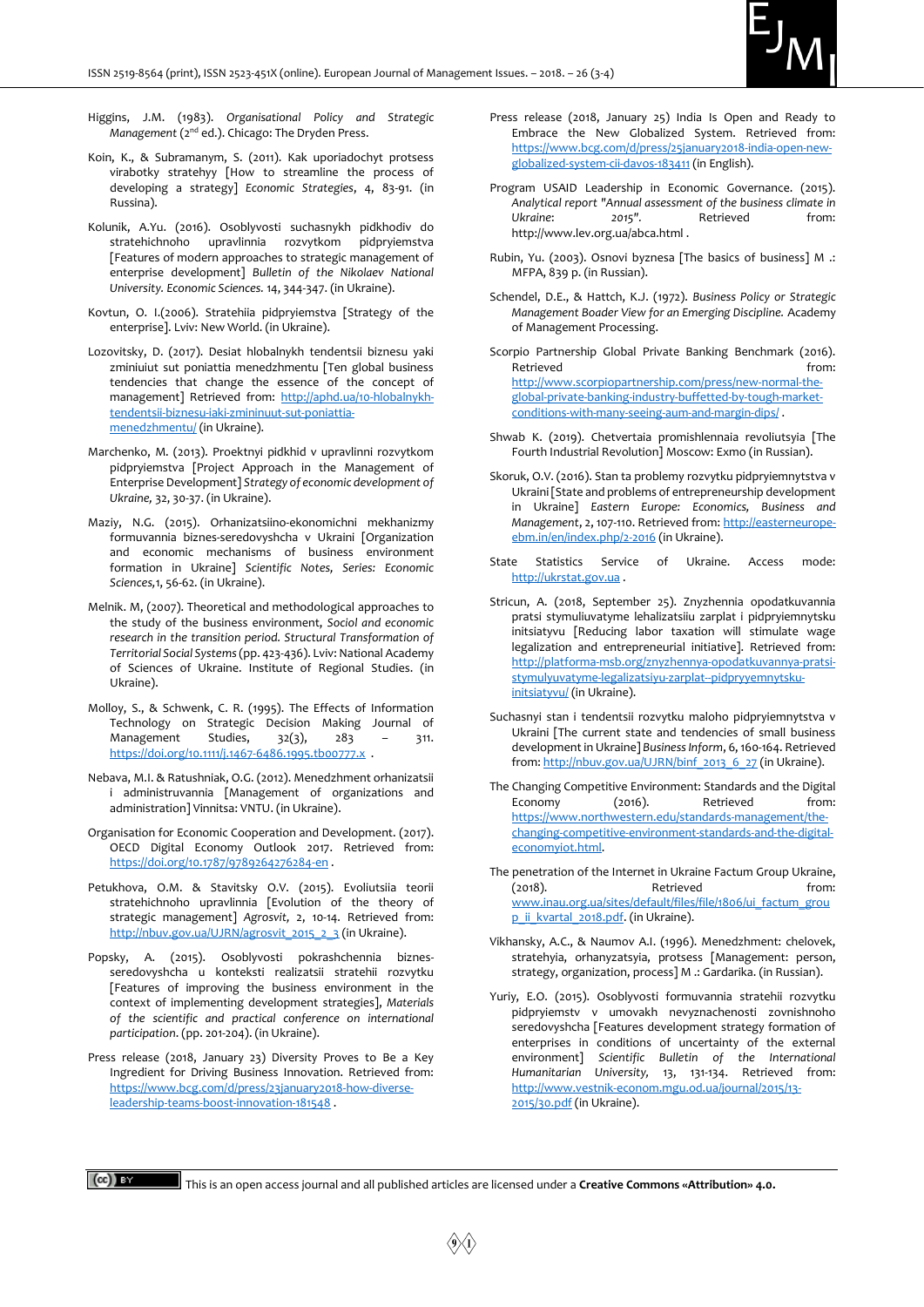Higgins, J.M. (1983). *Organisational Policy and Strategic Management* (2nd ed.). Chicago: The Dryden Press.

Koin, K., & Subramanym, S. (2011). Kak uporiadochyt protsess virabotky stratehyy [How to streamline the process of developing a strategy] *Economic Strategies*, 4, 83-91. (in Russina).

Kolunik, A.Yu. (2016). Osoblyvosti suchasnykh pidkhodiv do stratehichnoho upravlinnia rozvytkom pidpryiemstva [Features of modern approaches to strategic management of enterprise development] *Bulletin of the Nikolaev National University. Economic Sciences.* 14, 344-347. (in Ukraine).

Kovtun, O. I.(2006). Stratehiia pidpryiemstva [Strategy of the enterprise]. Lviv: New World. (in Ukraine).

Lozovitsky, D. (2017). Desiat hlobalnykh tendentsii biznesu yaki zminiuiut sut poniattia menedzhmentu [Ten global business tendencies that change the essence of the concept of management] Retrieved from: http://aphd.ua/10-hlobalnykh-tendentsii-biznesu-iaki-zminiuiut-sut-poniattia-menedzhmentu/ (in Ukraine).

Marchenko, M. (2013). Proektnyi pidkhid v upravlinni rozvytkom pidpryiemstva [Project Approach in the Management of Enterprise Development] *Strategy of economic development of Ukraine*, 32, 30-37. (in Ukraine).

Maziy, N.G. (2015). Orhanizatsiino-ekonomichni mekhanizmy formuvannia biznes-seredovyshcha v Ukraini [Organization and economic mechanisms of business environment formation in Ukraine] *Scientific Notes, Series: Economic Sciences*,1, 56-62. (in Ukraine).

Melnik. M, (2007). Theoretical and methodological approaches to the study of the business environment, *Sociol and economic research in the transition period. Structural Transformation of Territorial Social Systems* (pp. 423-436). Lviv: National Academy of Sciences of Ukraine. Institute of Regional Studies. (in Ukraine).

Molloy, S., & Schwenk, C. R. (1995). The Effects of Information Technology on Strategic Decision Making Journal of Management Studies, 32(3), 283 – 311. https://doi.org/10.1111/j.1467-6486.1995.tb00777.x .

Nebava, M.I. & Ratushniak, O.G. (2012). Menedzhment orhanizatsii i administruvannia [Management of organizations and administration] Vinnitsa: VNTU. (in Ukraine).

Organisation for Economic Cooperation and Development. (2017). OECD Digital Economy Outlook 2017. Retrieved from: https://doi.org/10.1787/9789264276284-en .

Petukhova, O.M. & Stavitsky O.V. (2015). Evoliutsiia teorii stratehichnoho upravlinnia [Evolution of the theory of strategic management] *Agrosvit*, 2, 10-14. Retrieved from: http://nbuv.gov.ua/UJRN/agrosvit_2015_2_3 (in Ukraine).

Popsky, A. (2015). Osoblyvosti pokrashchennia biznes-seredovyshcha u konteksti realizatsii stratehii rozvytku [Features of improving the business environment in the context of implementing development strategies], *Materials of the scientific and practical conference on international participation*. (pp. 201-204). (in Ukraine).

Press release (2018, January 23) Diversity Proves to Be a Key Ingredient for Driving Business Innovation. Retrieved from: https://www.bcg.com/d/press/23january2018-how-diverse-leadership-teams-boost-innovation-181548 .

Press release (2018, January 25) India Is Open and Ready to Embrace the New Globalized System. Retrieved from: https://www.bcg.com/d/press/25january2018-india-open-new-globalized-system-cii-davos-183411 (in English).

Program USAID Leadership in Economic Governance. (2015). *Analytical report "Annual assessment of the business climate in Ukraine: 2015".* Retrieved from: http://www.lev.org.ua/abca.html .

Rubin, Yu. (2003). Osnovi byznesa [The basics of business] M .: MFPA, 839 p. (in Russian).

Schendel, D.E., & Hattch, K.J. (1972). *Business Policy or Strategic Management Boader View for an Emerging Discipline.* Academy of Management Processing.

Scorpio Partnership Global Private Banking Benchmark (2016). Retrieved from: http://www.scorpiopartnership.com/press/new-normal-the-global-private-banking-industry-buffetted-by-tough-market-conditions-with-many-seeing-aum-and-margin-dips/ .

Shwab K. (2019). Chetvertaia promishlennaia revoliutsyia [The Fourth Industrial Revolution] Moscow: Exmo (in Russian).

Skoruk, O.V. (2016). Stan ta problemy rozvytku pidpryiemnytstva v Ukraini [State and problems of entrepreneurship development in Ukraine] *Eastern Europe: Economics, Business and Management*, 2, 107-110. Retrieved from: http://easterneurope-ebm.in/en/index.php/2-2016 (in Ukraine).

State Statistics Service of Ukraine. Access mode: http://ukrstat.gov.ua .

Stricun, A. (2018, September 25). Znyzhennia opodatkuvannia pratsi stymuliuvatyme lehalizatsiiu zarplat i pidpryiemnytsku initsiatyvu [Reducing labor taxation will stimulate wage legalization and entrepreneurial initiative]. Retrieved from: http://platforma-msb.org/znyzhennya-opodatkuvannya-pratsi-stymulyuvatyme-legalizatsiyu-zarplat–pidpryyemnytsku-initsiatyvu/ (in Ukraine).

Suchasnyi stan i tendentsii rozvytku maloho pidpryiemnytstva v Ukraini [The current state and tendencies of small business development in Ukraine] *Business Inform*, 6, 160-164. Retrieved from: http://nbuv.gov.ua/UJRN/binf_2013_6_27 (in Ukraine).

The Changing Competitive Environment: Standards and the Digital Economy (2016). Retrieved from: https://www.northwestern.edu/standards-management/the-changing-competitive-environment-standards-and-the-digital-economyiot.html.

The penetration of the Internet in Ukraine Factum Group Ukraine, (2018). Retrieved from: www.inau.org.ua/sites/default/files/file/1806/ui_factum_group_ii_kvartal_2018.pdf. (in Ukraine).

Vikhansky, A.C., & Naumov A.I. (1996). Menedzhment: chelovek, stratehyia, orhanyzatsyia, protsess [Management: person, strategy, organization, process] M .: Gardarika. (in Russian).

Yuriy, E.O. (2015). Osoblyvosti formuvannia stratehii rozvytku pidpryiemstv v umovakh nevyznachenosti zovnishnoho seredovyshcha [Features of development strategy formation of enterprises in conditions of uncertainty of the external environment] *Scientific Bulletin of the International Humanitarian University*, 13, 131-134. Retrieved from: http://www.vestnik-econom.mgu.od.ua/journal/2015/13-2015/30.pdf (in Ukraine).

This is an open access journal and all published articles are licensed under a **Creative Commons «Attribution» 4.0.**